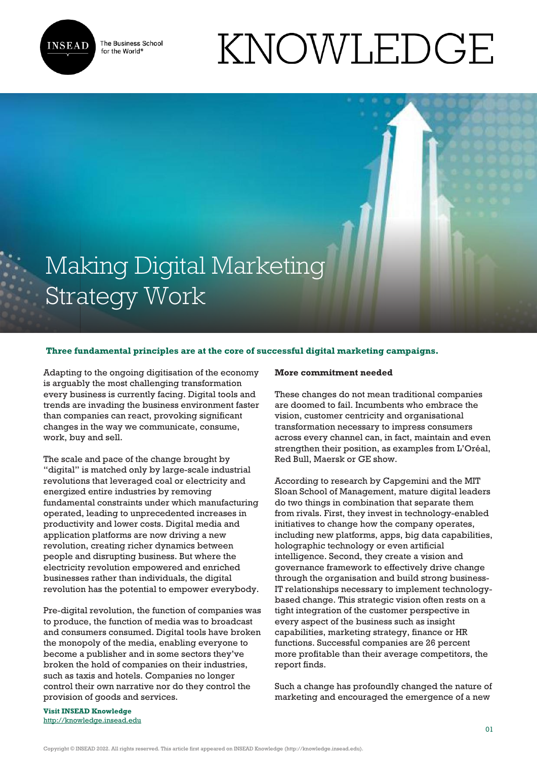# Making Digital Marketing Strategy Work

**Three fundamental principles are at the core of successful digital marketing campaigns.**

Adapting to the ongoing digitisation of the economy is arguably the most challenging transformation every business is currently facing. Digital tools and trends are invading the business environment faster than companies can react, provoking significant changes in the way we communicate, consume, work, buy and sell.

The scale and pace of the change brought by "digital" is matched only by large-scale industrial revolutions that leveraged coal or electricity and energized entire industries by removing fundamental constraints under which manufacturing operated, leading to unprecedented increases in productivity and lower costs. Digital media and application platforms are now driving a new revolution, creating richer dynamics between people and disrupting business. But where the electricity revolution empowered and enriched businesses rather than individuals, the digital revolution has the potential to empower everybody.

Pre-digital revolution, the function of companies was to produce, the function of media was to broadcast and consumers consumed. Digital tools have broken the monopoly of the media, enabling everyone to become a publisher and in some sectors they've broken the hold of companies on their industries, such as taxis and hotels. Companies no longer control their own narrative nor do they control the provision of goods and services.

**More commitment needed**

These changes do not mean traditional companies are doomed to fail. Incumbents who embrace the vision, customer centricity and organisational transformation necessary to impress consumers across every channel can, in fact, maintain and even strengthen their position, as examples from L'Oréal, Red Bull, Maersk or GE show.

According to research by Capgemini and the MIT Sloan School of Management, mature digital leaders do two things in combination that separate them from rivals. First, they invest in technology-enabled initiatives to change how the company operates, including new platforms, apps, big data capabilities, holographic technology or even artificial intelligence. Second, they create a vision and governance framework to effectively drive change through the organisation and build strong business-IT relationships necessary to implement technology-based change. This strategic vision often rests on a tight integration of the customer perspective in every aspect of the business such as insight capabilities, marketing strategy, finance or HR functions. Successful companies are 26 percent more profitable than their average competitors, the report finds.

Such a change has profoundly changed the nature of marketing and encouraged the emergence of a new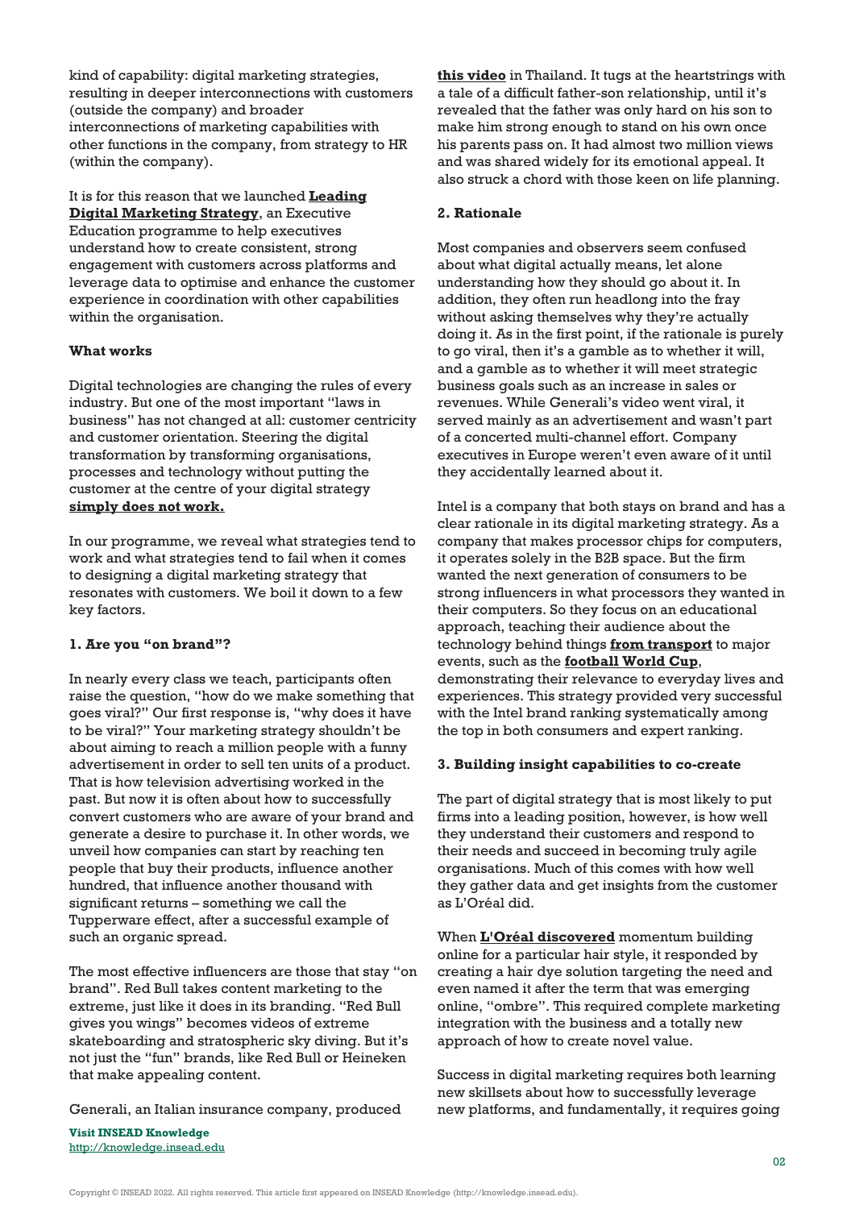kind of capability: digital marketing strategies, resulting in deeper interconnections with customers (outside the company) and broader interconnections of marketing capabilities with other functions in the company, from strategy to HR (within the company).

It is for this reason that we launched **Leading Digital Marketing Strategy**, an Executive Education programme to help executives understand how to create consistent, strong engagement with customers across platforms and leverage data to optimise and enhance the customer experience in coordination with other capabilities within the organisation.

**What works**

Digital technologies are changing the rules of every industry. But one of the most important "laws in business" has not changed at all: customer centricity and customer orientation. Steering the digital transformation by transforming organisations, processes and technology without putting the customer at the centre of your digital strategy **simply does not work.**

In our programme, we reveal what strategies tend to work and what strategies tend to fail when it comes to designing a digital marketing strategy that resonates with customers. We boil it down to a few key factors.

**1. Are you "on brand"?**

In nearly every class we teach, participants often raise the question, "how do we make something that goes viral?" Our first response is, "why does it have to be viral?" Your marketing strategy shouldn't be about aiming to reach a million people with a funny advertisement in order to sell ten units of a product. That is how television advertising worked in the past. But now it is often about how to successfully convert customers who are aware of your brand and generate a desire to purchase it. In other words, we unveil how companies can start by reaching ten people that buy their products, influence another hundred, that influence another thousand with significant returns – something we call the Tupperware effect, after a successful example of such an organic spread.

The most effective influencers are those that stay "on brand". Red Bull takes content marketing to the extreme, just like it does in its branding. "Red Bull gives you wings" becomes videos of extreme skateboarding and stratospheric sky diving. But it's not just the "fun" brands, like Red Bull or Heineken that make appealing content.

Generali, an Italian insurance company, produced **this video** in Thailand. It tugs at the heartstrings with a tale of a difficult father-son relationship, until it's revealed that the father was only hard on his son to make him strong enough to stand on his own once his parents pass on. It had almost two million views and was shared widely for its emotional appeal. It also struck a chord with those keen on life planning.

**2. Rationale**

Most companies and observers seem confused about what digital actually means, let alone understanding how they should go about it. In addition, they often run headlong into the fray without asking themselves why they're actually doing it. As in the first point, if the rationale is purely to go viral, then it's a gamble as to whether it will, and a gamble as to whether it will meet strategic business goals such as an increase in sales or revenues. While Generali's video went viral, it served mainly as an advertisement and wasn't part of a concerted multi-channel effort. Company executives in Europe weren't even aware of it until they accidentally learned about it.

Intel is a company that both stays on brand and has a clear rationale in its digital marketing strategy. As a company that makes processor chips for computers, it operates solely in the B2B space. But the firm wanted the next generation of consumers to be strong influencers in what processors they wanted in their computers. So they focus on an educational approach, teaching their audience about the technology behind things **from transport** to major events, such as the **football World Cup**, demonstrating their relevance to everyday lives and experiences. This strategy provided very successful with the Intel brand ranking systematically among the top in both consumers and expert ranking.

**3. Building insight capabilities to co-create**

The part of digital strategy that is most likely to put firms into a leading position, however, is how well they understand their customers and respond to their needs and succeed in becoming truly agile organisations. Much of this comes with how well they gather data and get insights from the customer as L'Oréal did.

When **L'Oréal discovered** momentum building online for a particular hair style, it responded by creating a hair dye solution targeting the need and even named it after the term that was emerging online, "ombre". This required complete marketing integration with the business and a totally new approach of how to create novel value.

Success in digital marketing requires both learning new skillsets about how to successfully leverage new platforms, and fundamentally, it requires going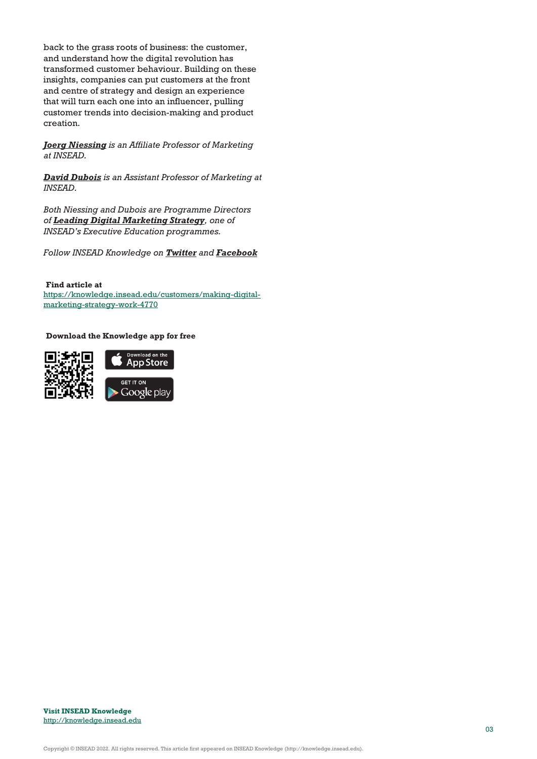back to the grass roots of business: the customer, and understand how the digital revolution has transformed customer behaviour. Building on these insights, companies can put customers at the front and centre of strategy and design an experience that will turn each one into an influencer, pulling customer trends into decision-making and product creation.

***Joerg Niessing*** *is an Affiliate Professor of Marketing at INSEAD.*

***David Dubois*** *is an Assistant Professor of Marketing at INSEAD.*

*Both Niessing and Dubois are Programme Directors of **Leading Digital Marketing Strategy**, one of INSEAD's Executive Education programmes.*

*Follow INSEAD Knowledge on **Twitter** and **Facebook***

**Find article at**
https://knowledge.insead.edu/customers/making-digital-marketing-strategy-work-4770

**Download the Knowledge app for free**

Download on the App Store

GET IT ON Google play

**Visit INSEAD Knowledge**
http://knowledge.insead.edu

Copyright © INSEAD 2022. All rights reserved. This article first appeared on INSEAD Knowledge (http://knowledge.insead.edu).